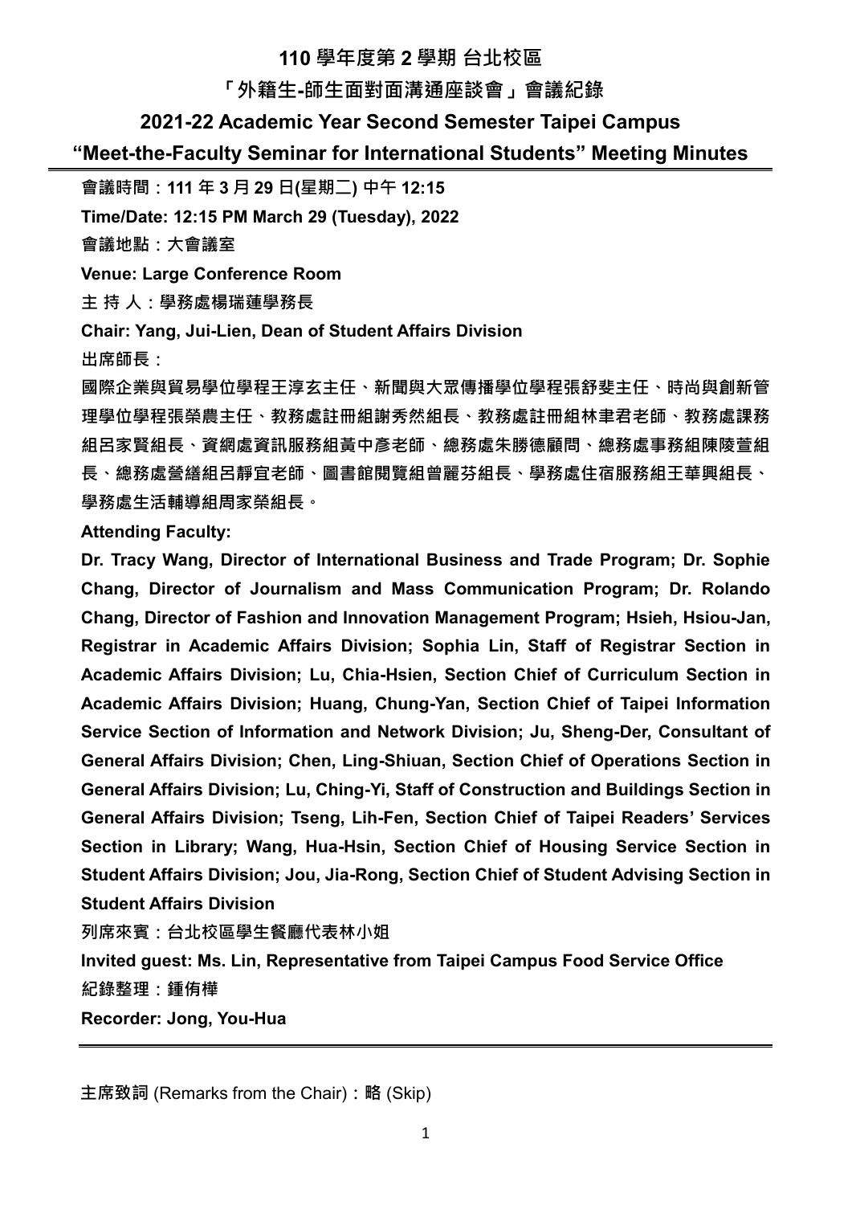# 110 學年度第 2 學期 台北校區

# 「外籍生-師生面對面溝通座談會」會議紀錄

# 2021-22 Academic Year Second Semester Taipei Campus

# "Meet-the-Faculty Seminar for International Students" Meeting Minutes

---

**會議時間：111 年 3 月 29 日(星期二) 中午 12:15**

**Time/Date: 12:15 PM March 29 (Tuesday), 2022**

**會議地點：大會議室**

**Venue: Large Conference Room**

**主 持 人：學務處楊瑞蓮學務長**

**Chair: Yang, Jui-Lien, Dean of Student Affairs Division**

**出席師長：**

**國際企業與貿易學位學程王淳玄主任、新聞與大眾傳播學位學程張舒斐主任、時尚與創新管理學位學程張榮農主任、教務處註冊組謝秀然組長、教務處註冊組林聿君老師、教務處課務組呂家賢組長、資網處資訊服務組黃中彥老師、總務處朱勝德顧問、總務處事務組陳陵萱組長、總務處營繕組呂靜宜老師、圖書館閱覽組曾麗芬組長、學務處住宿服務組王華興組長、學務處生活輔導組周家榮組長。**

**Attending Faculty:**

**Dr. Tracy Wang, Director of International Business and Trade Program; Dr. Sophie Chang, Director of Journalism and Mass Communication Program; Dr. Rolando Chang, Director of Fashion and Innovation Management Program; Hsieh, Hsiou-Jan, Registrar in Academic Affairs Division; Sophia Lin, Staff of Registrar Section in Academic Affairs Division; Lu, Chia-Hsien, Section Chief of Curriculum Section in Academic Affairs Division; Huang, Chung-Yan, Section Chief of Taipei Information Service Section of Information and Network Division; Ju, Sheng-Der, Consultant of General Affairs Division; Chen, Ling-Shiuan, Section Chief of Operations Section in General Affairs Division; Lu, Ching-Yi, Staff of Construction and Buildings Section in General Affairs Division; Tseng, Lih-Fen, Section Chief of Taipei Readers' Services Section in Library; Wang, Hua-Hsin, Section Chief of Housing Service Section in Student Affairs Division; Jou, Jia-Rong, Section Chief of Student Advising Section in Student Affairs Division**

**列席來賓：台北校區學生餐廳代表林小姐**

**Invited guest: Ms. Lin, Representative from Taipei Campus Food Service Office**

**紀錄整理：鍾侑樺**

**Recorder: Jong, You-Hua**

---

主席致詞 (Remarks from the Chair)：略 (Skip)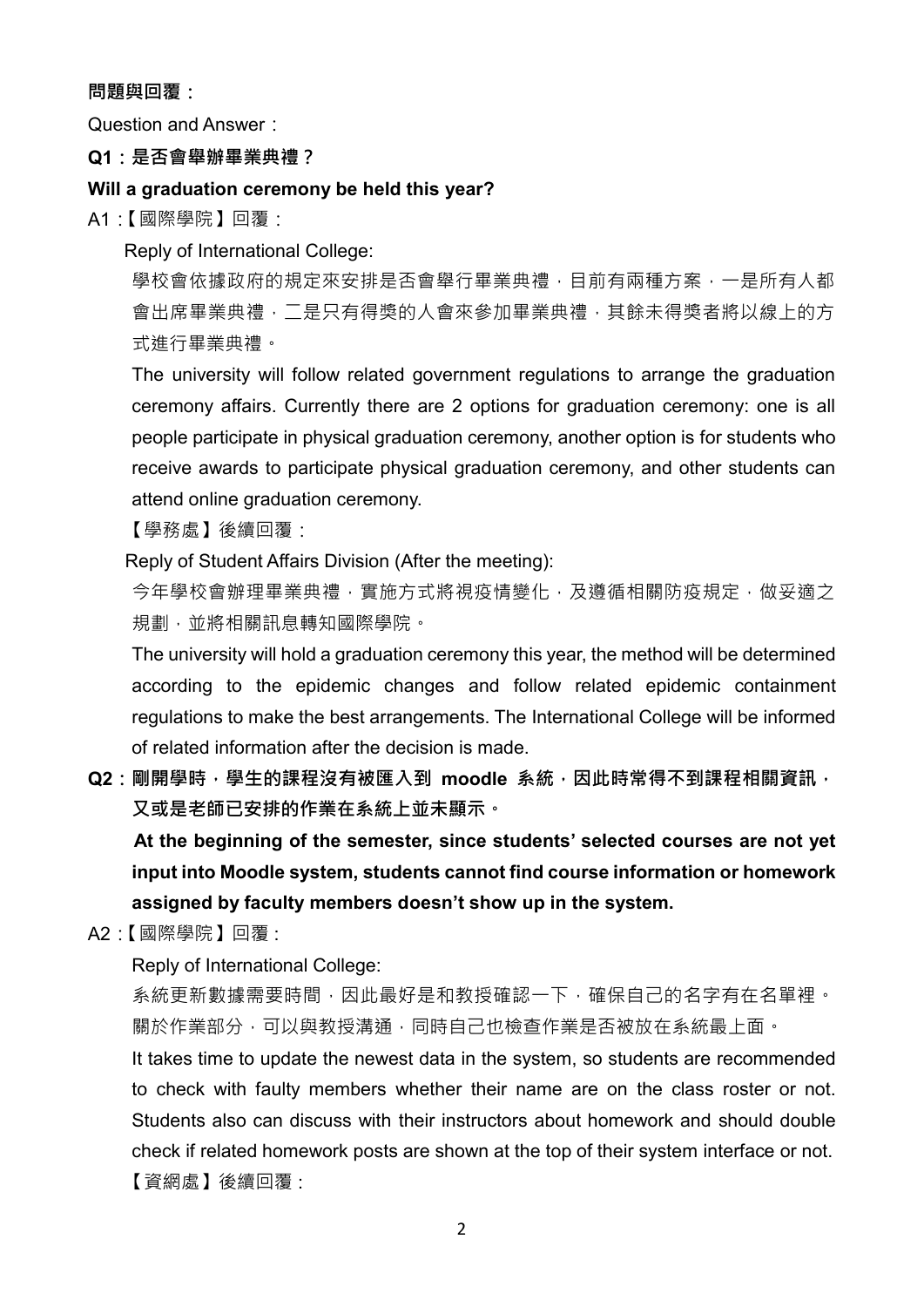**問題與回覆：**

Question and Answer：

**Q1：是否會舉辦畢業典禮？**

**Will a graduation ceremony be held this year?**

A1 :【國際學院】回覆：

Reply of International College:

學校會依據政府的規定來安排是否會舉行畢業典禮，目前有兩種方案，一是所有人都會出席畢業典禮，二是只有得獎的人會來參加畢業典禮，其餘未得獎者將以線上的方式進行畢業典禮。

The university will follow related government regulations to arrange the graduation ceremony affairs. Currently there are 2 options for graduation ceremony: one is all people participate in physical graduation ceremony, another option is for students who receive awards to participate physical graduation ceremony, and other students can attend online graduation ceremony.

【學務處】後續回覆：

Reply of Student Affairs Division (After the meeting):

今年學校會辦理畢業典禮，實施方式將視疫情變化，及遵循相關防疫規定，做妥適之規劃，並將相關訊息轉知國際學院。

The university will hold a graduation ceremony this year, the method will be determined according to the epidemic changes and follow related epidemic containment regulations to make the best arrangements. The International College will be informed of related information after the decision is made.

**Q2：剛開學時，學生的課程沒有被匯入到 moodle 系統，因此時常得不到課程相關資訊，又或是老師已安排的作業在系統上並未顯示。**

**At the beginning of the semester, since students' selected courses are not yet input into Moodle system, students cannot find course information or homework assigned by faculty members doesn't show up in the system.**

A2 :【國際學院】回覆：

Reply of International College:

系統更新數據需要時間，因此最好是和教授確認一下，確保自己的名字有在名單裡。關於作業部分，可以與教授溝通，同時自己也檢查作業是否被放在系統最上面。

It takes time to update the newest data in the system, so students are recommended to check with faulty members whether their name are on the class roster or not. Students also can discuss with their instructors about homework and should double check if related homework posts are shown at the top of their system interface or not.

【資網處】後續回覆：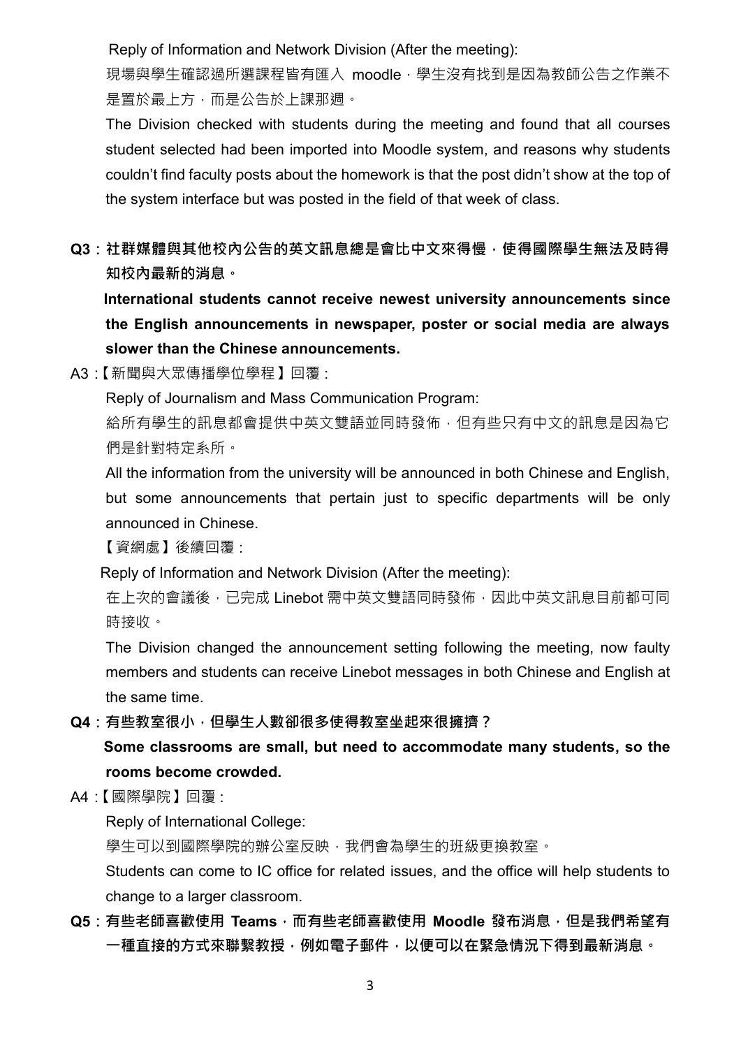Reply of Information and Network Division (After the meeting):

現場與學生確認過所選課程皆有匯入 moodle，學生沒有找到是因為教師公告之作業不是置於最上方，而是公告於上課那週。

The Division checked with students during the meeting and found that all courses student selected had been imported into Moodle system, and reasons why students couldn't find faculty posts about the homework is that the post didn't show at the top of the system interface but was posted in the field of that week of class.

**Q3：社群媒體與其他校內公告的英文訊息總是會比中文來得慢，使得國際學生無法及時得知校內最新的消息。**

**International students cannot receive newest university announcements since the English announcements in newspaper, poster or social media are always slower than the Chinese announcements.**

A3 :【新聞與大眾傳播學位學程】回覆 :

Reply of Journalism and Mass Communication Program:

給所有學生的訊息都會提供中英文雙語並同時發佈，但有些只有中文的訊息是因為它們是針對特定系所。

All the information from the university will be announced in both Chinese and English, but some announcements that pertain just to specific departments will be only announced in Chinese.

【資網處】後續回覆 :

Reply of Information and Network Division (After the meeting):

在上次的會議後，已完成 Linebot 需中英文雙語同時發佈，因此中英文訊息目前都可同時接收。

The Division changed the announcement setting following the meeting, now faulty members and students can receive Linebot messages in both Chinese and English at the same time.

**Q4：有些教室很小，但學生人數卻很多使得教室坐起來很擁擠？**

**Some classrooms are small, but need to accommodate many students, so the rooms become crowded.**

A4 :【國際學院】回覆 :

Reply of International College:

學生可以到國際學院的辦公室反映，我們會為學生的班級更換教室。

Students can come to IC office for related issues, and the office will help students to change to a larger classroom.

**Q5：有些老師喜歡使用 Teams，而有些老師喜歡使用 Moodle 發布消息，但是我們希望有一種直接的方式來聯繫教授，例如電子郵件，以便可以在緊急情況下得到最新消息。**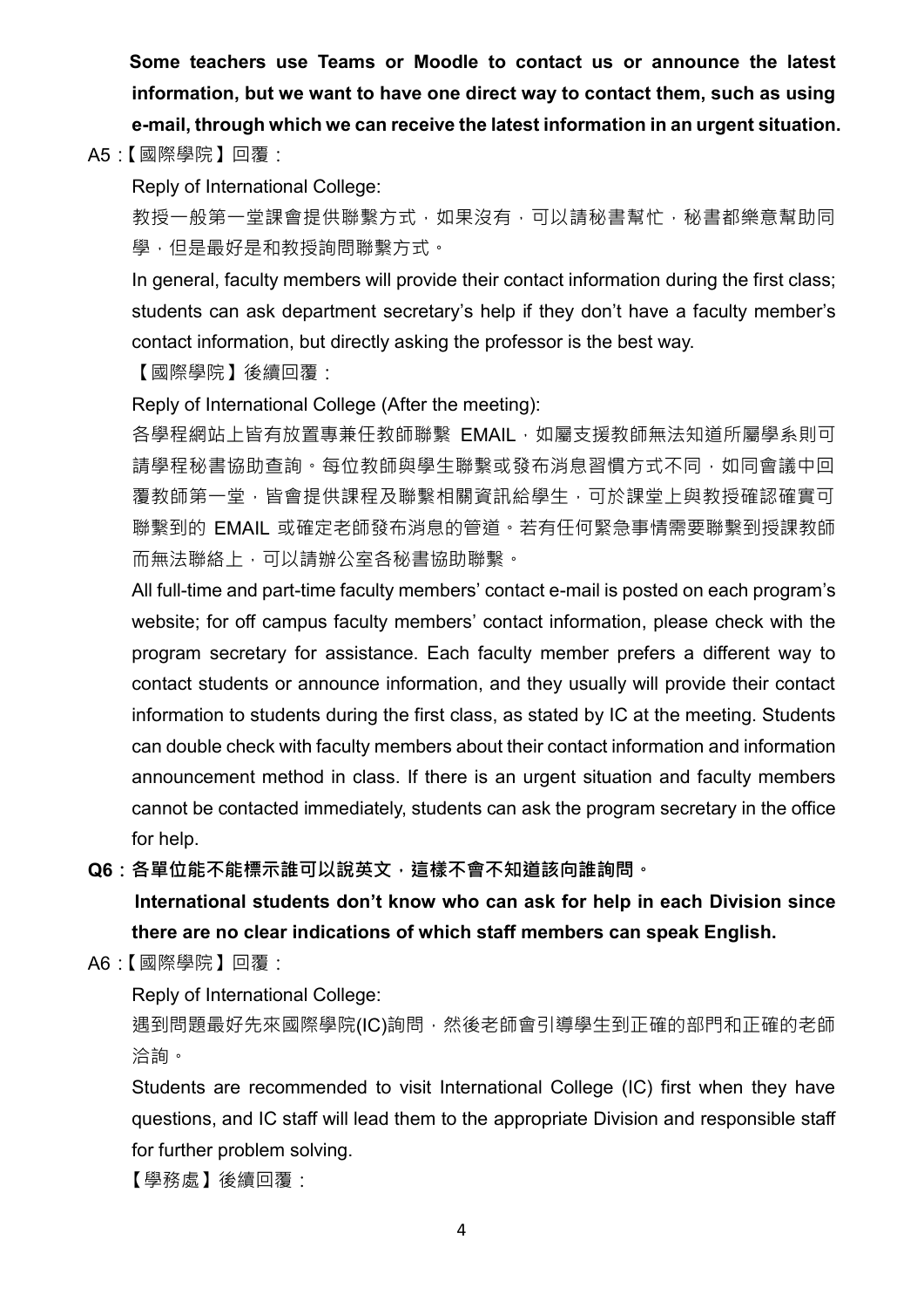**Some teachers use Teams or Moodle to contact us or announce the latest information, but we want to have one direct way to contact them, such as using e-mail, through which we can receive the latest information in an urgent situation.**

A5 :【國際學院】回覆：

Reply of International College:

教授一般第一堂課會提供聯繫方式，如果沒有，可以請秘書幫忙，秘書都樂意幫助同學，但是最好是和教授詢問聯繫方式。

In general, faculty members will provide their contact information during the first class; students can ask department secretary's help if they don't have a faculty member's contact information, but directly asking the professor is the best way.

【國際學院】後續回覆：

Reply of International College (After the meeting):

各學程網站上皆有放置專兼任教師聯繫 EMAIL，如屬支援教師無法知道所屬學系則可請學程秘書協助查詢。每位教師與學生聯繫或發布消息習慣方式不同，如同會議中回覆教師第一堂，皆會提供課程及聯繫相關資訊給學生，可於課堂上與教授確認確實可聯繫到的 EMAIL 或確定老師發布消息的管道。若有任何緊急事情需要聯繫到授課教師而無法聯絡上，可以請辦公室各秘書協助聯繫。

All full-time and part-time faculty members' contact e-mail is posted on each program's website; for off campus faculty members' contact information, please check with the program secretary for assistance. Each faculty member prefers a different way to contact students or announce information, and they usually will provide their contact information to students during the first class, as stated by IC at the meeting. Students can double check with faculty members about their contact information and information announcement method in class. If there is an urgent situation and faculty members cannot be contacted immediately, students can ask the program secretary in the office for help.

**Q6：各單位能不能標示誰可以說英文，這樣不會不知道該向誰詢問。**

**International students don't know who can ask for help in each Division since there are no clear indications of which staff members can speak English.**

A6 :【國際學院】回覆：

Reply of International College:

遇到問題最好先來國際學院(IC)詢問，然後老師會引導學生到正確的部門和正確的老師洽詢。

Students are recommended to visit International College (IC) first when they have questions, and IC staff will lead them to the appropriate Division and responsible staff for further problem solving.

【學務處】後續回覆：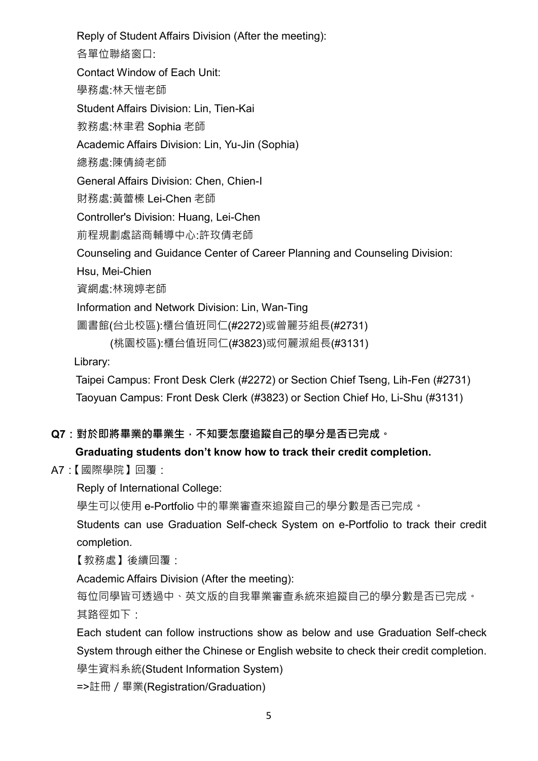Reply of Student Affairs Division (After the meeting):

各單位聯絡窗口:

Contact Window of Each Unit:

學務處:林天愷老師

Student Affairs Division: Lin, Tien-Kai

教務處:林聿君 Sophia 老師

Academic Affairs Division: Lin, Yu-Jin (Sophia)

總務處:陳倩綺老師

General Affairs Division: Chen, Chien-I

財務處:黃蕾榛 Lei-Chen 老師

Controller's Division: Huang, Lei-Chen

前程規劃處諮商輔導中心:許玫倩老師

Counseling and Guidance Center of Career Planning and Counseling Division: Hsu, Mei-Chien

資網處:林琬婷老師

Information and Network Division: Lin, Wan-Ting

圖書館(台北校區):櫃台值班同仁(#2272)或曾麗芬組長(#2731)

(桃園校區):櫃台值班同仁(#3823)或何麗淑組長(#3131)

Library:

Taipei Campus: Front Desk Clerk (#2272) or Section Chief Tseng, Lih-Fen (#2731)

Taoyuan Campus: Front Desk Clerk (#3823) or Section Chief Ho, Li-Shu (#3131)

**Q7：對於即將畢業的畢業生，不知要怎麼追蹤自己的學分是否已完成。**

**Graduating students don't know how to track their credit completion.**

A7 :【國際學院】回覆：

Reply of International College:

學生可以使用 e-Portfolio 中的畢業審查來追蹤自己的學分數是否已完成。

Students can use Graduation Self-check System on e-Portfolio to track their credit completion.

【教務處】後續回覆：

Academic Affairs Division (After the meeting):

每位同學皆可透過中、英文版的自我畢業審查系統來追蹤自己的學分數是否已完成。其路徑如下：

Each student can follow instructions show as below and use Graduation Self-check System through either the Chinese or English website to check their credit completion.

學生資料系統(Student Information System)

=>註冊 / 畢業(Registration/Graduation)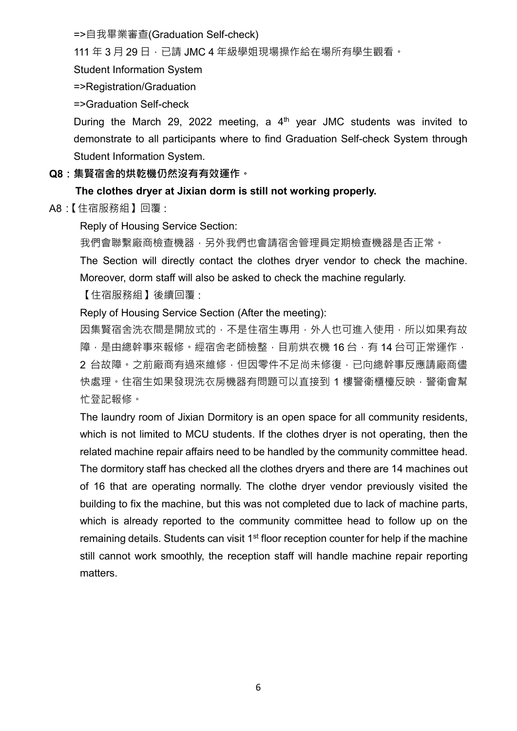=>自我畢業審查(Graduation Self-check)

111 年 3 月 29 日，已請 JMC 4 年級學姐現場操作給在場所有學生觀看。

Student Information System

=>Registration/Graduation

=>Graduation Self-check

During the March 29, 2022 meeting, a 4th year JMC students was invited to demonstrate to all participants where to find Graduation Self-check System through Student Information System.

**Q8：集賢宿舍的烘乾機仍然沒有有效運作。**

**The clothes dryer at Jixian dorm is still not working properly.**

A8 :【住宿服務組】回覆：

Reply of Housing Service Section:

我們會聯繫廠商檢查機器，另外我們也會請宿舍管理員定期檢查機器是否正常。

The Section will directly contact the clothes dryer vendor to check the machine. Moreover, dorm staff will also be asked to check the machine regularly.

【住宿服務組】後續回覆：

Reply of Housing Service Section (After the meeting):

因集賢宿舍洗衣間是開放式的，不是住宿生專用，外人也可進入使用，所以如果有故障，是由總幹事來報修。經宿舍老師檢整，目前烘衣機 16 台，有 14 台可正常運作，2 台故障。之前廠商有過來維修，但因零件不足尚未修復，已向總幹事反應請廠商儘快處理。住宿生如果發現洗衣房機器有問題可以直接到 1 樓警衛櫃檯反映，警衛會幫忙登記報修。

The laundry room of Jixian Dormitory is an open space for all community residents, which is not limited to MCU students. If the clothes dryer is not operating, then the related machine repair affairs need to be handled by the community committee head. The dormitory staff has checked all the clothes dryers and there are 14 machines out of 16 that are operating normally. The clothe dryer vendor previously visited the building to fix the machine, but this was not completed due to lack of machine parts, which is already reported to the community committee head to follow up on the remaining details. Students can visit 1st floor reception counter for help if the machine still cannot work smoothly, the reception staff will handle machine repair reporting matters.